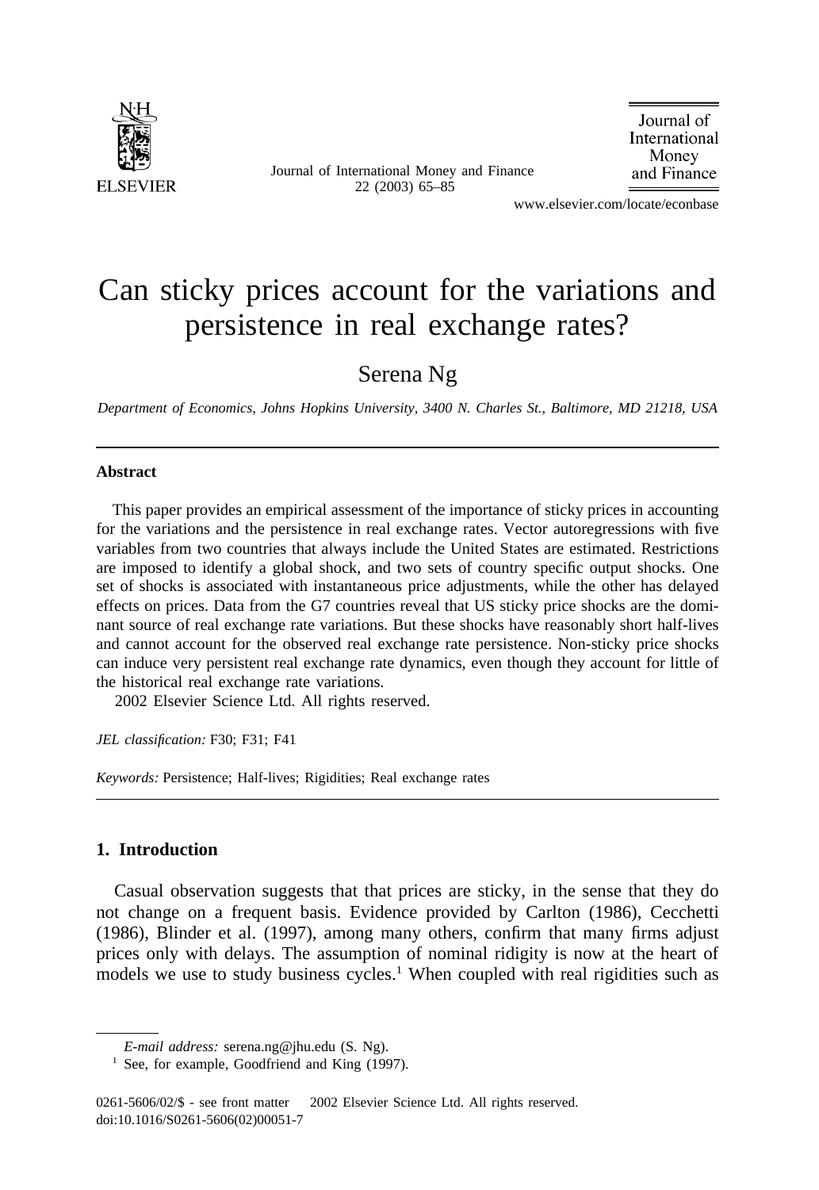# Can sticky prices account for the variations and persistence in real exchange rates?

Serena Ng

*Department of Economics, Johns Hopkins University, 3400 N. Charles St., Baltimore, MD 21218, USA*

---

### Abstract

This paper provides an empirical assessment of the importance of sticky prices in accounting for the variations and the persistence in real exchange rates. Vector autoregressions with five variables from two countries that always include the United States are estimated. Restrictions are imposed to identify a global shock, and two sets of country specific output shocks. One set of shocks is associated with instantaneous price adjustments, while the other has delayed effects on prices. Data from the G7 countries reveal that US sticky price shocks are the dominant source of real exchange rate variations. But these shocks have reasonably short half-lives and cannot account for the observed real exchange rate persistence. Non-sticky price shocks can induce very persistent real exchange rate dynamics, even though they account for little of the historical real exchange rate variations.

2002 Elsevier Science Ltd. All rights reserved.

*JEL classification:* F30; F31; F41

*Keywords:* Persistence; Half-lives; Rigidities; Real exchange rates

---

## 1. Introduction

Casual observation suggests that that prices are sticky, in the sense that they do not change on a frequent basis. Evidence provided by Carlton (1986), Cecchetti (1986), Blinder et al. (1997), among many others, confirm that many firms adjust prices only with delays. The assumption of nominal ridigity is now at the heart of models we use to study business cycles.[1] When coupled with real rigidities such as

*E-mail address:* serena.ng@jhu.edu (S. Ng).

[1] See, for example, Goodfriend and King (1997).

0261-5606/02/$ - see front matter 2002 Elsevier Science Ltd. All rights reserved.
doi:10.1016/S0261-5606(02)00051-7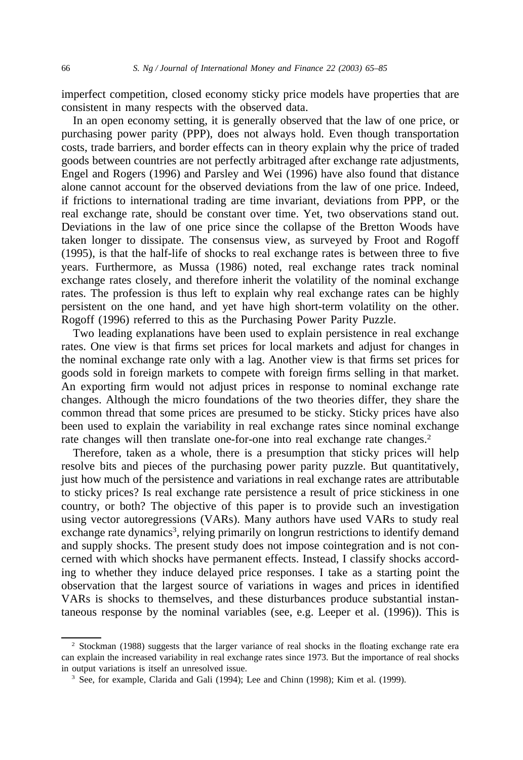imperfect competition, closed economy sticky price models have properties that are consistent in many respects with the observed data.

In an open economy setting, it is generally observed that the law of one price, or purchasing power parity (PPP), does not always hold. Even though transportation costs, trade barriers, and border effects can in theory explain why the price of traded goods between countries are not perfectly arbitraged after exchange rate adjustments, Engel and Rogers (1996) and Parsley and Wei (1996) have also found that distance alone cannot account for the observed deviations from the law of one price. Indeed, if frictions to international trading are time invariant, deviations from PPP, or the real exchange rate, should be constant over time. Yet, two observations stand out. Deviations in the law of one price since the collapse of the Bretton Woods have taken longer to dissipate. The consensus view, as surveyed by Froot and Rogoff (1995), is that the half-life of shocks to real exchange rates is between three to five years. Furthermore, as Mussa (1986) noted, real exchange rates track nominal exchange rates closely, and therefore inherit the volatility of the nominal exchange rates. The profession is thus left to explain why real exchange rates can be highly persistent on the one hand, and yet have high short-term volatility on the other. Rogoff (1996) referred to this as the Purchasing Power Parity Puzzle.

Two leading explanations have been used to explain persistence in real exchange rates. One view is that firms set prices for local markets and adjust for changes in the nominal exchange rate only with a lag. Another view is that firms set prices for goods sold in foreign markets to compete with foreign firms selling in that market. An exporting firm would not adjust prices in response to nominal exchange rate changes. Although the micro foundations of the two theories differ, they share the common thread that some prices are presumed to be sticky. Sticky prices have also been used to explain the variability in real exchange rates since nominal exchange rate changes will then translate one-for-one into real exchange rate changes.[2]

Therefore, taken as a whole, there is a presumption that sticky prices will help resolve bits and pieces of the purchasing power parity puzzle. But quantitatively, just how much of the persistence and variations in real exchange rates are attributable to sticky prices? Is real exchange rate persistence a result of price stickiness in one country, or both? The objective of this paper is to provide such an investigation using vector autoregressions (VARs). Many authors have used VARs to study real exchange rate dynamics[3], relying primarily on longrun restrictions to identify demand and supply shocks. The present study does not impose cointegration and is not concerned with which shocks have permanent effects. Instead, I classify shocks according to whether they induce delayed price responses. I take as a starting point the observation that the largest source of variations in wages and prices in identified VARs is shocks to themselves, and these disturbances produce substantial instantaneous response by the nominal variables (see, e.g. Leeper et al. (1996)). This is

[2] Stockman (1988) suggests that the larger variance of real shocks in the floating exchange rate era can explain the increased variability in real exchange rates since 1973. But the importance of real shocks in output variations is itself an unresolved issue.

[3] See, for example, Clarida and Gali (1994); Lee and Chinn (1998); Kim et al. (1999).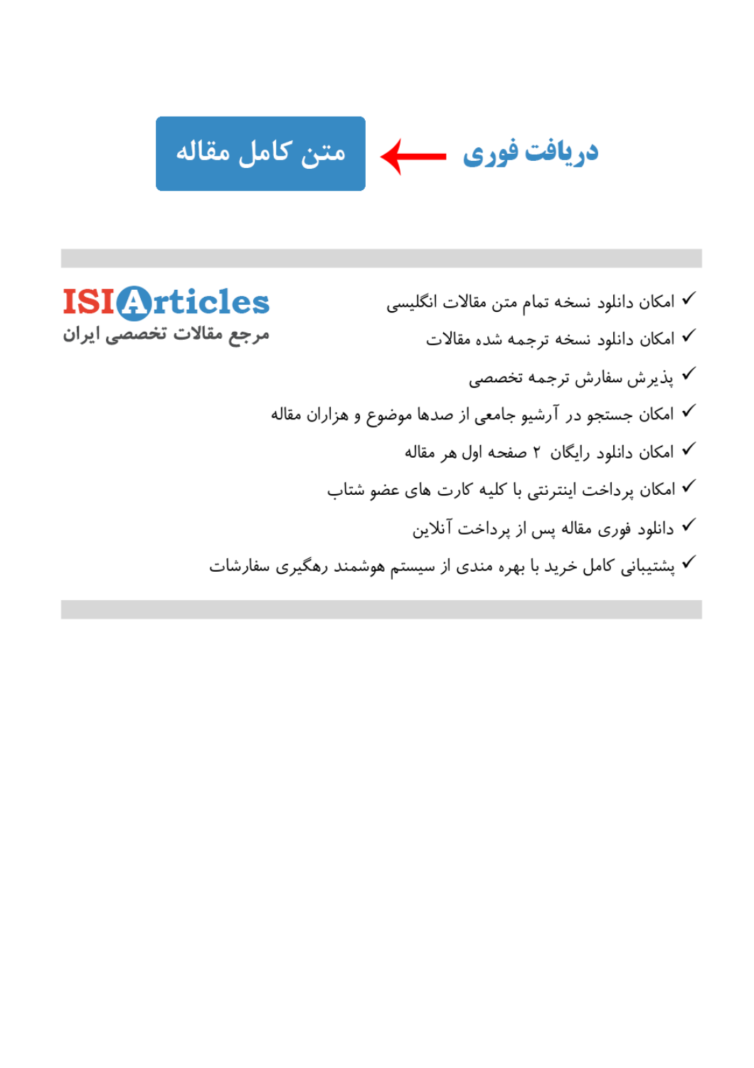دریافت فوری ← متن کامل مقاله

**ISIArticles**
مرجع مقالات تخصصی ایران

- ✓ امکان دانلود نسخه تمام متن مقالات انگلیسی
- ✓ امکان دانلود نسخه ترجمه شده مقالات
- ✓ پذیرش سفارش ترجمه تخصصی
- ✓ امکان جستجو در آرشیو جامعی از صدها موضوع و هزاران مقاله
- ✓ امکان دانلود رایگان ۲ صفحه اول هر مقاله
- ✓ امکان پرداخت اینترنتی با کلیه کارت های عضو شتاب
- ✓ دانلود فوری مقاله پس از پرداخت آنلاین
- ✓ پشتیبانی کامل خرید با بهره مندی از سیستم هوشمند رهگیری سفارشات